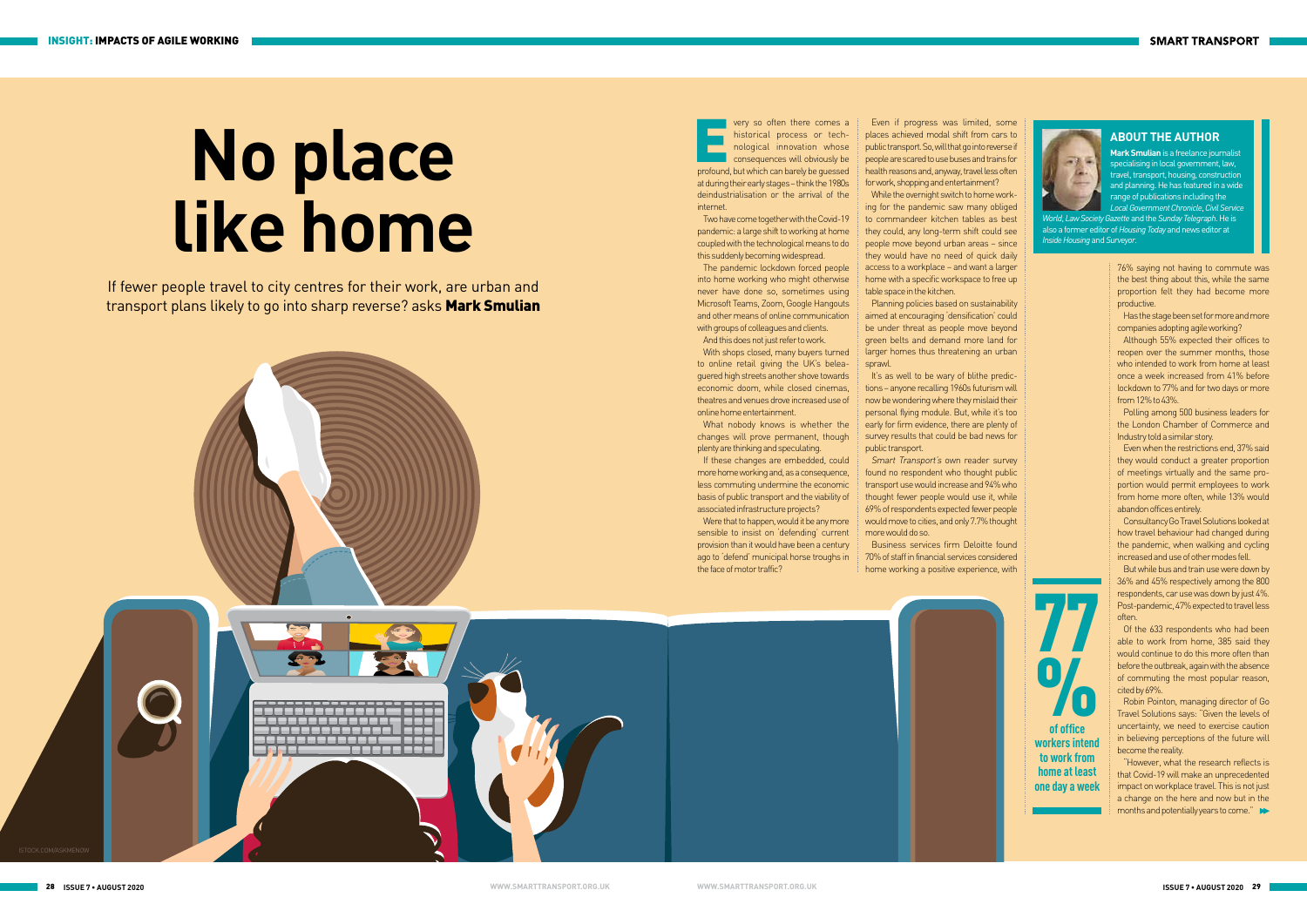# No place like home

If fewer people travel to city centres for their work, are urban and transport plans likely to go into sharp reverse? asks **Mark Smulian**

Every so often there comes a historical process or technological innovation whose consequences will obviously be profound, but which can barely be guessed at during their early stages – think the 1980s deindustrialisation or the arrival of the internet.

Two have come together with the Covid-19 pandemic: a large shift to working at home coupled with the technological means to do this suddenly becoming widespread.

The pandemic lockdown forced people into home working who might otherwise never have done so, sometimes using Microsoft Teams, Zoom, Google Hangouts and other means of online communication with groups of colleagues and clients.

And this does not just refer to work.

With shops closed, many buyers turned to online retail giving the UK's beleaguered high streets another shove towards economic doom, while closed cinemas, theatres and venues drove increased use of online home entertainment.

What nobody knows is whether the changes will prove permanent, though plenty are thinking and speculating.

If these changes are embedded, could more home working and, as a consequence, less commuting undermine the economic basis of public transport and the viability of associated infrastructure projects?

Were that to happen, would it be any more sensible to insist on 'defending' current provision than it would have been a century ago to 'defend' municipal horse troughs in the face of motor traffic?

Even if progress was limited, some places achieved modal shift from cars to public transport. So, will that go into reverse if people are scared to use buses and trains for health reasons and, anyway, travel less often for work, shopping and entertainment?

While the overnight switch to home working for the pandemic saw many obliged to commandeer kitchen tables as best they could, any long-term shift could see people move beyond urban areas – since they would have no need of quick daily access to a workplace – and want a larger home with a specific workspace to free up table space in the kitchen.

Planning policies based on sustainability aimed at encouraging 'densification' could be under threat as people move beyond green belts and demand more land for larger homes thus threatening an urban sprawl.

It's as well to be wary of blithe predictions – anyone recalling 1960s futurism will now be wondering where they mislaid their personal flying module. But, while it's too early for firm evidence, there are plenty of survey results that could be bad news for public transport.

*Smart Transport*'s own reader survey found no respondent who thought public transport use would increase and 94% who thought fewer people would use it, while 69% of respondents expected fewer people would move to cities, and only 7.7% thought more would do so.

Business services firm Deloitte found 70% of staff in financial services considered home working a positive experience, with 76% saying not having to commute was the best thing about this, while the same proportion felt they had become more productive.

Has the stage been set for more and more companies adopting agile working?

Although 55% expected their offices to reopen over the summer months, those who intended to work from home at least once a week increased from 41% before lockdown to 77% and for two days or more from 12% to 43%.

Polling among 500 business leaders for the London Chamber of Commerce and Industry told a similar story.

Even when the restrictions end, 37% said they would conduct a greater proportion of meetings virtually and the same proportion would permit employees to work from home more often, while 13% would abandon offices entirely.

Consultancy Go Travel Solutions looked at how travel behaviour had changed during the pandemic, when walking and cycling increased and use of other modes fell.

But while bus and train use were down by 36% and 45% respectively among the 800 respondents, car use was down by just 4%. Post-pandemic, 47% expected to travel less often.

Of the 633 respondents who had been able to work from home, 385 said they would continue to do this more often than before the outbreak, again with the absence of commuting the most popular reason, cited by 69%.

Robin Pointon, managing director of Go Travel Solutions says: "Given the levels of uncertainty, we need to exercise caution in believing perceptions of the future will become the reality.

"However, what the research reflects is that Covid-19 will make an unprecedented impact on workplace travel. This is not just a change on the here and now but in the months and potentially years to come."

**77%** of office workers intend to work from home at least one day a week

## ABOUT THE AUTHOR

**Mark Smulian** is a freelance journalist specialising in local government, law, travel, transport, housing, construction and planning. He has featured in a wide range of publications including the *Local Government Chronicle*, *Civil Service World*, *Law Society Gazette* and the *Sunday Telegraph*. He is also a former editor of *Housing Today* and news editor at *Inside Housing* and *Surveyor*.

ISTOCK.COM/ASKMENOW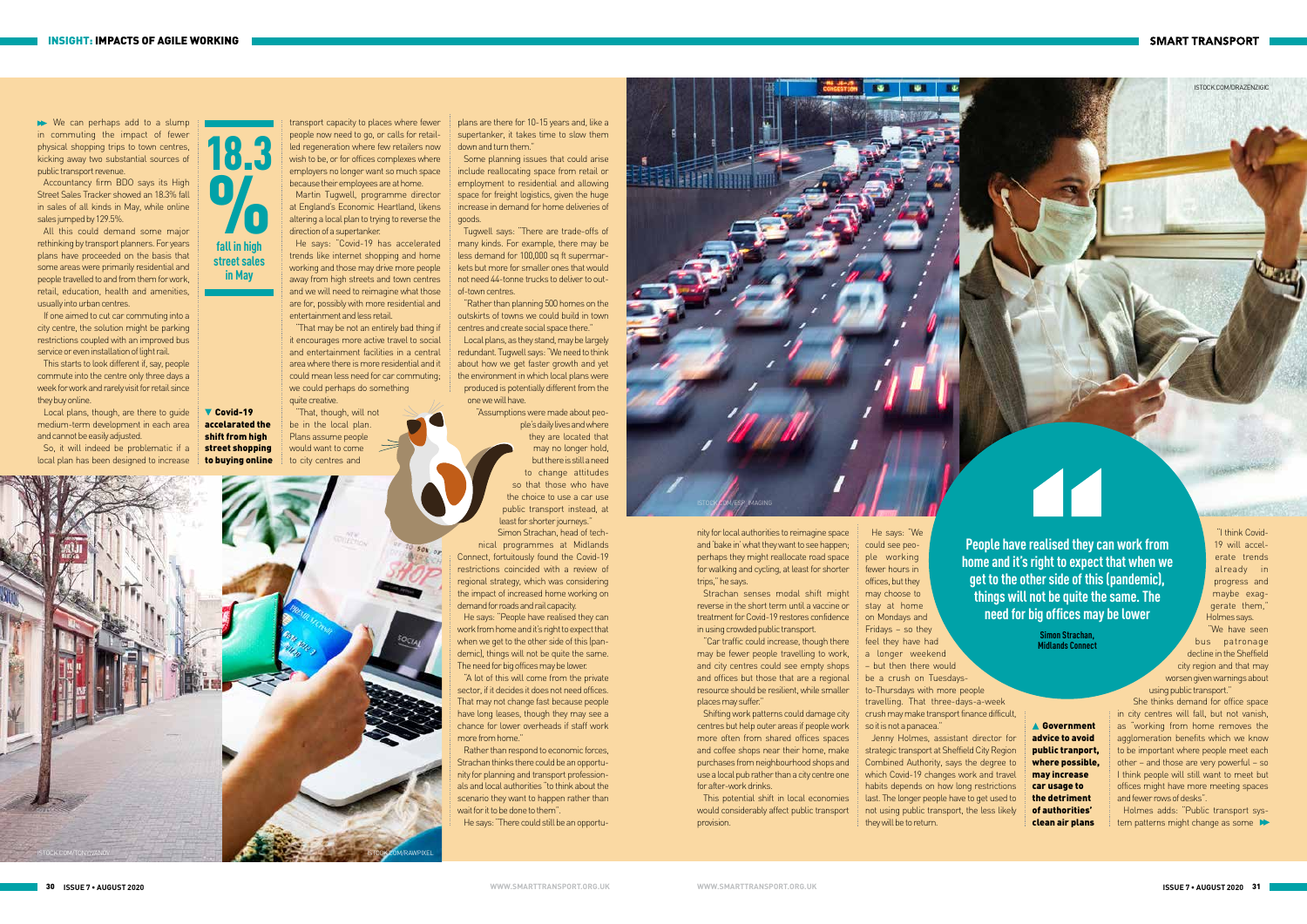We can perhaps add to a slump in commuting the impact of fewer physical shopping trips to town centres, kicking away two substantial sources of public transport revenue.

Accountancy firm BDO says its High Street Sales Tracker showed an 18.3% fall in sales of all kinds in May, while online sales jumped by 129.5%.

All this could demand some major rethinking by transport planners. For years plans have proceeded on the basis that some areas were primarily residential and people travelled to and from them for work, retail, education, health and amenities, usually into urban centres.

If one aimed to cut car commuting into a city centre, the solution might be parking restrictions coupled with an improved bus service or even installation of light rail.

This starts to look different if, say, people commute into the centre only three days a week for work and rarely visit for retail since they buy online.

Local plans, though, are there to guide medium-term development in each area and cannot be easily adjusted.

So, it will indeed be problematic if a local plan has been designed to increase transport capacity to places where fewer people now need to go, or calls for retail-led regeneration where few retailers now wish to be, or for office complexes where employers no longer want so much space because their employees are at home.

**18.3% fall in high street sales in May**

▼ **Covid-19 accelerated the shift from high street shopping to buying online**

Martin Tugwell, programme director at England's Economic Heartland, likens altering a local plan to trying to reverse the direction of a supertanker.

He says: "Covid-19 has accelerated trends like internet shopping and home working and those may drive more people away from high streets and town centres and we will need to reimagine what those are for, possibly with more residential and entertainment and less retail.

"That may be not an entirely bad thing if it encourages more active travel to social and entertainment facilities in a central area where there is more residential and it could mean less need for car commuting; we could perhaps do something quite creative.

"That, though, will not be in the local plan. Plans assume people would want to come to city centres and plans are there for 10-15 years and, like a supertanker, it takes time to slow them down and turn them."

Some planning issues that could arise include reallocating space from retail or employment to residential and allowing space for freight logistics, given the huge increase in demand for home deliveries of goods.

Tugwell says: "There are trade-offs of many kinds. For example, there may be less demand for 100,000 sq ft supermarkets but more for smaller ones that would not need 44-tonne trucks to deliver to out-of-town centres.

"Rather than planning 500 homes on the outskirts of towns we could build in town centres and create social space there."

Local plans, as they stand, may be largely redundant. Tugwell says: "We need to think about how we get faster growth and yet the environment in which local plans were produced is potentially different from the one we will have.

"Assumptions were made about people's daily lives and where they are located that may no longer hold, but there is still a need to change attitudes so that those who have the choice to use a car use public transport instead, at least for shorter journeys."

Simon Strachan, head of technical programmes at Midlands Connect, fortuitously found the Covid-19 restrictions coincided with a review of regional strategy, which was considering the impact of increased home working on demand for roads and rail capacity.

He says: "People have realised they can work from home and it's right to expect that when we get to the other side of this [pandemic], things will not be quite the same. The need for big offices may be lower.

"A lot of this will come from the private sector, if it decides it does not need offices. That may not change fast because people have long leases, though they may see a chance for lower overheads if staff work more from home."

Rather than respond to economic forces, Strachan thinks there could be an opportunity for planning and transport professionals and local authorities "to think about the scenario they want to happen rather than wait for it to be done to them".

He says: "There could still be an opportunity for local authorities to reimagine space and 'bake in' what they want to see happen; perhaps they might reallocate road space for walking and cycling, at least for shorter trips," he says.

Strachan senses modal shift might reverse in the short term until a vaccine or treatment for Covid-19 restores confidence in using crowded public transport.

"Car traffic could increase, though there may be fewer people travelling to work, and city centres could see empty shops and offices but those that are a regional resource should be resilient, while smaller places may suffer."

Shifting work patterns could damage city centres but help outer areas if people work more often from shared offices spaces and coffee shops near their home, make purchases from neighbourhood shops and use a local pub rather than a city centre one for after-work drinks.

This potential shift in local economies would considerably affect public transport provision.

He says: "We could see people working fewer hours in offices, but they may choose to stay at home on Mondays and Fridays – so they feel they have had a longer weekend – but then there would be a crush on Tuesdays-to-Thursdays with more people travelling. That three-days-a-week crush may make transport finance difficult, so it is not a panacea."

Jenny Holmes, assistant director for strategic transport at Sheffield City Region Combined Authority, says the degree to which Covid-19 changes work and travel habits depends on how long restrictions last. The longer people have to get used to not using public transport, the less likely they will be to return.

> **People have realised they can work from home and it's right to expect that when we get to the other side of this [pandemic], things will not be quite the same. The need for big offices may be lower**
>
> **Simon Strachan, Midlands Connect**

▲ **Government advice to avoid public tranport, where possible, may increase car usage to the detriment of authorities' clean air plans**

"I think Covid-19 will accelerate trends already in progress and maybe exaggerate them," Holmes says.

"We have seen bus patronage decline in the Sheffield city region and that may worsen given warnings about using public transport."

She thinks demand for office space in city centres will fall, but not vanish, as "working from home removes the agglomeration benefits which we know to be important where people meet each other – and those are very powerful – so I think people will still want to meet but offices might have more meeting spaces and fewer rows of desks".

Holmes adds: "Public transport system patterns might change as some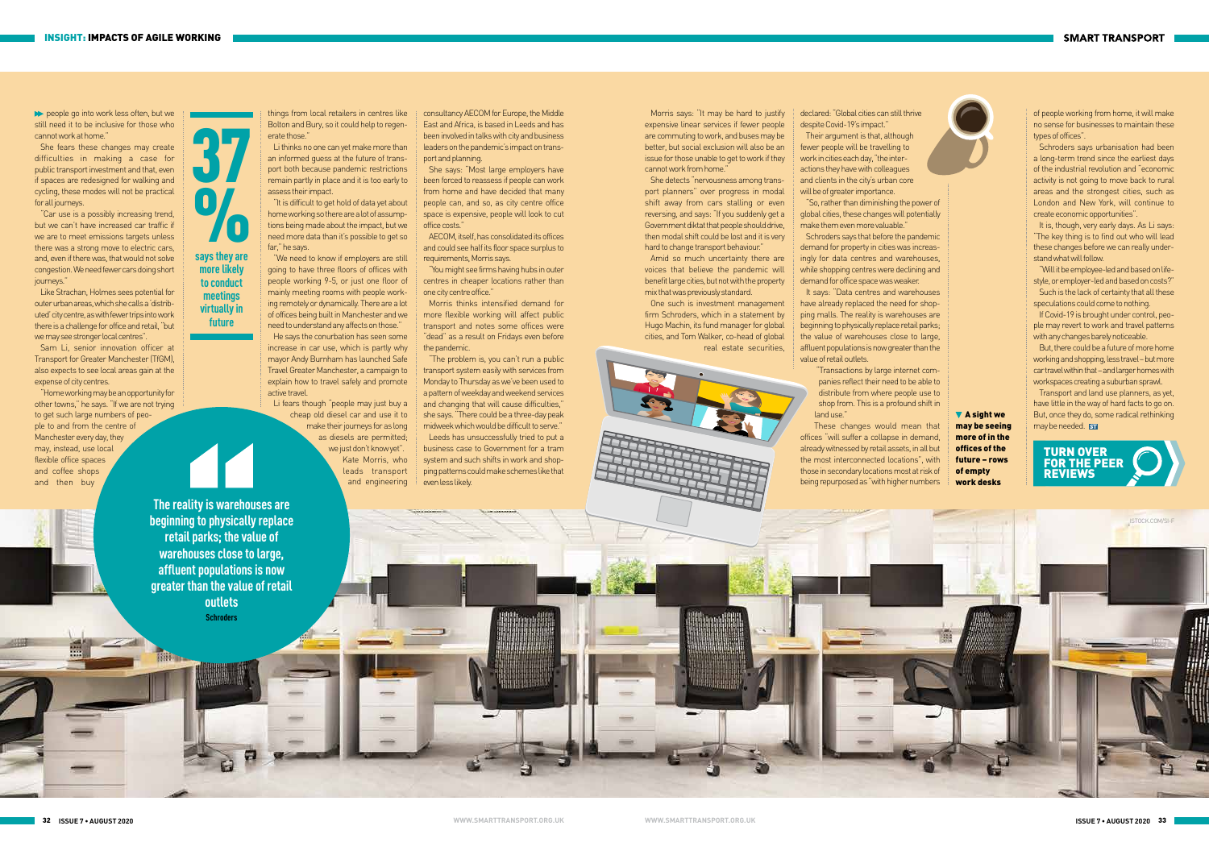people go into work less often, but we still need it to be inclusive for those who cannot work at home."

She fears these changes may create difficulties in making a case for public transport investment and that, even if spaces are redesigned for walking and cycling, these modes will not be practical for all journeys.

"Car use is a possibly increasing trend, but we can't have increased car traffic if we are to meet emissions targets unless there was a strong move to electric cars, and, even if there was, that would not solve congestion. We need fewer cars doing short journeys."

Like Strachan, Holmes sees potential for outer urban areas, which she calls a 'distributed' city centre, as with fewer trips into work there is a challenge for office and retail, "but we may see stronger local centres".

Sam Li, senior innovation officer at Transport for Greater Manchester (TfGM), also expects to see local areas gain at the expense of city centres.

"Home working may be an opportunity for other towns," he says. "If we are not trying to get such large numbers of people to and from the centre of Manchester every day, they may, instead, use local flexible office spaces and coffee shops and then buy things from local retailers in centres like Bolton and Bury, so it could help to regenerate those."

**37% says they are more likely to conduct meetings virtually in future**

Li thinks no one can yet make more than an informed guess at the future of transport both because pandemic restrictions remain partly in place and it is too early to assess their impact.

"It is difficult to get hold of data yet about home working so there are a lot of assumptions being made about the impact, but we need more data than it's possible to get so far," he says.

"We need to know if employers are still going to have three floors of offices with people working 9-5, or just one floor of mainly meeting rooms with people working remotely or dynamically. There are a lot of offices being built in Manchester and we need to understand any affects on those."

He says the conurbation has seen some increase in car use, which is partly why mayor Andy Burnham has launched Safe Travel Greater Manchester, a campaign to explain how to travel safely and promote active travel.

Li fears though "people may just buy a cheap old diesel car and use it to make their journeys for as long as diesels are permitted; we just don't know yet".

Kate Morris, who leads transport and engineering consultancy AECOM for Europe, the Middle East and Africa, is based in Leeds and has been involved in talks with city and business leaders on the pandemic's impact on transport and planning.

She says: "Most large employers have been forced to reassess if people can work from home and have decided that many people can, and so, as city centre office space is expensive, people will look to cut office costs."

AECOM, itself, has consolidated its offices and could see half its floor space surplus to requirements, Morris says.

"You might see firms having hubs in outer centres in cheaper locations rather than one city centre office."

Morris thinks intensified demand for more flexible working will affect public transport and notes some offices were "dead" as a result on Fridays even before the pandemic.

"The problem is, you can't run a public transport system easily with services from Monday to Thursday as we've been used to and changing that will cause difficulties," she says. "There could be a three-day peak midweek which would be difficult to serve."

Leeds has unsuccessfully tried to put a business case to Government for a tram system and such shifts in work and shopping patterns could make schemes like that even less likely.

> **The reality is warehouses are beginning to physically replace retail parks; the value of warehouses close to large, affluent populations is now greater than the value of retail outlets**
>
> **Schroders**

Morris says: "It may be hard to justify expensive linear services if fewer people are commuting to work, and buses may be better, but social exclusion will also be an issue for those unable to get to work if they cannot work from home."

She detects "nervousness among transport planners" over progress in modal shift away from cars stalling or even reversing, and says: "If you suddenly get a Government diktat that people should drive, then modal shift could be lost and it is very hard to change transport behaviour."

Amid so much uncertainty there are voices that believe the pandemic will benefit large cities, but not with the property mix that was previously standard.

One such is investment management firm Schroders, which in a statement by Hugo Machin, its fund manager for global cities, and Tom Walker, co-head of global real estate securities, declared: "Global cities can still thrive despite Covid-19's impact."

Their argument is that, although fewer people will be travelling to work in cities each day, "the interactions they have with colleagues and clients in the city's urban core will be of greater importance.

"So, rather than diminishing the power of global cities, these changes will potentially make them even more valuable."

Schroders says that before the pandemic demand for property in cities was increasingly for data centres and warehouses, while shopping centres were declining and demand for office space was weaker.

It says: "Data centres and warehouses have already replaced the need for shopping malls. The reality is warehouses are beginning to physically replace retail parks; the value of warehouses close to large, affluent populations is now greater than the value of retail outlets.

"Transactions by large internet companies reflect their need to be able to distribute from where people use to shop from. This is a profound shift in land use."

These changes would mean that offices "will suffer a collapse in demand, already witnessed by retail assets, in all but the most interconnected locations", with those in secondary locations most at risk of being repurposed as "with higher numbers of people working from home, it will make no sense for businesses to maintain these types of offices".

Schroders says urbanisation had been a long-term trend since the earliest days of the industrial revolution and "economic activity is not going to move back to rural areas and the strongest cities, such as London and New York, will continue to create economic opportunities".

It is, though, very early days. As Li says: "The key thing is to find out who will lead these changes before we can really understand what will follow.

"Will it be employee-led and based on lifestyle, or employer-led and based on costs?"

Such is the lack of certainty that all these speculations could come to nothing.

If Covid-19 is brought under control, people may revert to work and travel patterns with any changes barely noticeable.

But, there could be a future of more home working and shopping, less travel – but more car travel within that – and larger homes with workspaces creating a suburban sprawl.

Transport and land use planners, as yet, have little in the way of hard facts to go on. But, once they do, some radical rethinking may be needed. ST

**▼ A sight we may be seeing more of in the future – rows of empty work desks**

**TURN OVER FOR THE PEER REVIEWS**

ISTOCK.COM/SI-F